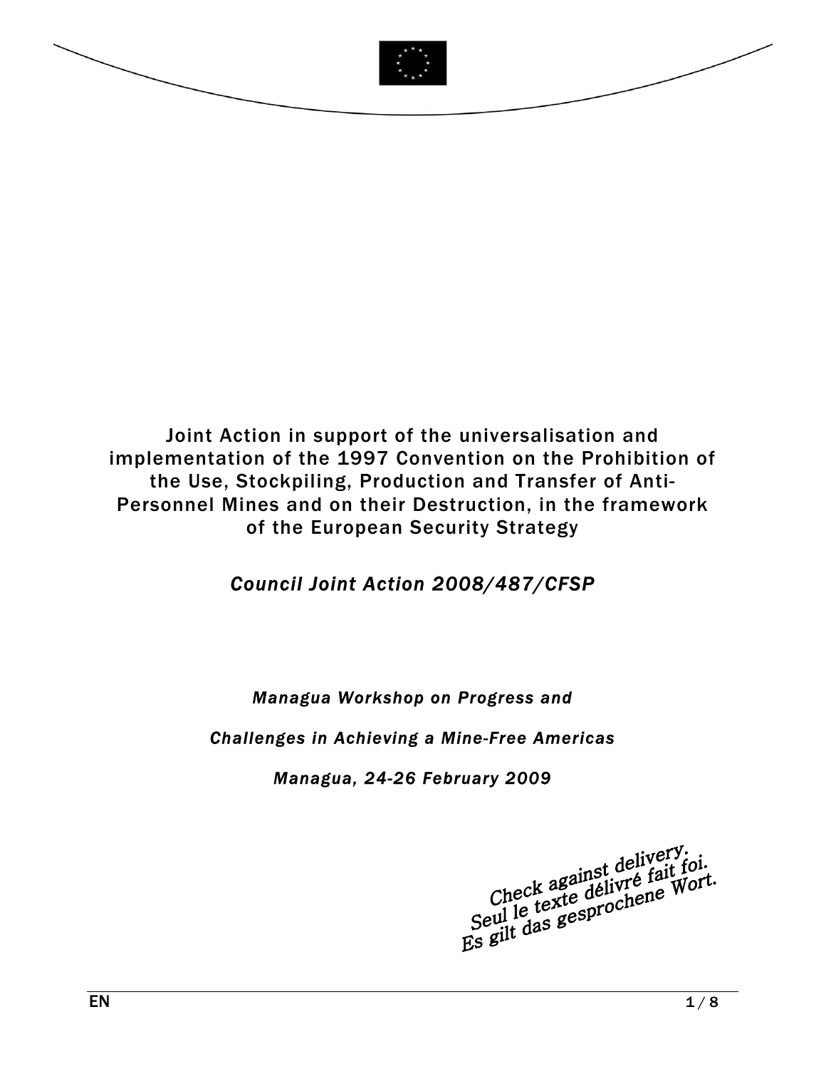# Joint Action in support of the universalisation and implementation of the 1997 Convention on the Prohibition of the Use, Stockpiling, Production and Transfer of Anti-Personnel Mines and on their Destruction, in the framework of the European Security Strategy

## *Council Joint Action 2008/487/CFSP*

*Managua Workshop on Progress and*

*Challenges in Achieving a Mine-Free Americas*

*Managua, 24-26 February 2009*

*Check against delivery.*
*Seul le texte délivré fait foi.*
*Es gilt das gesprochene Wort.*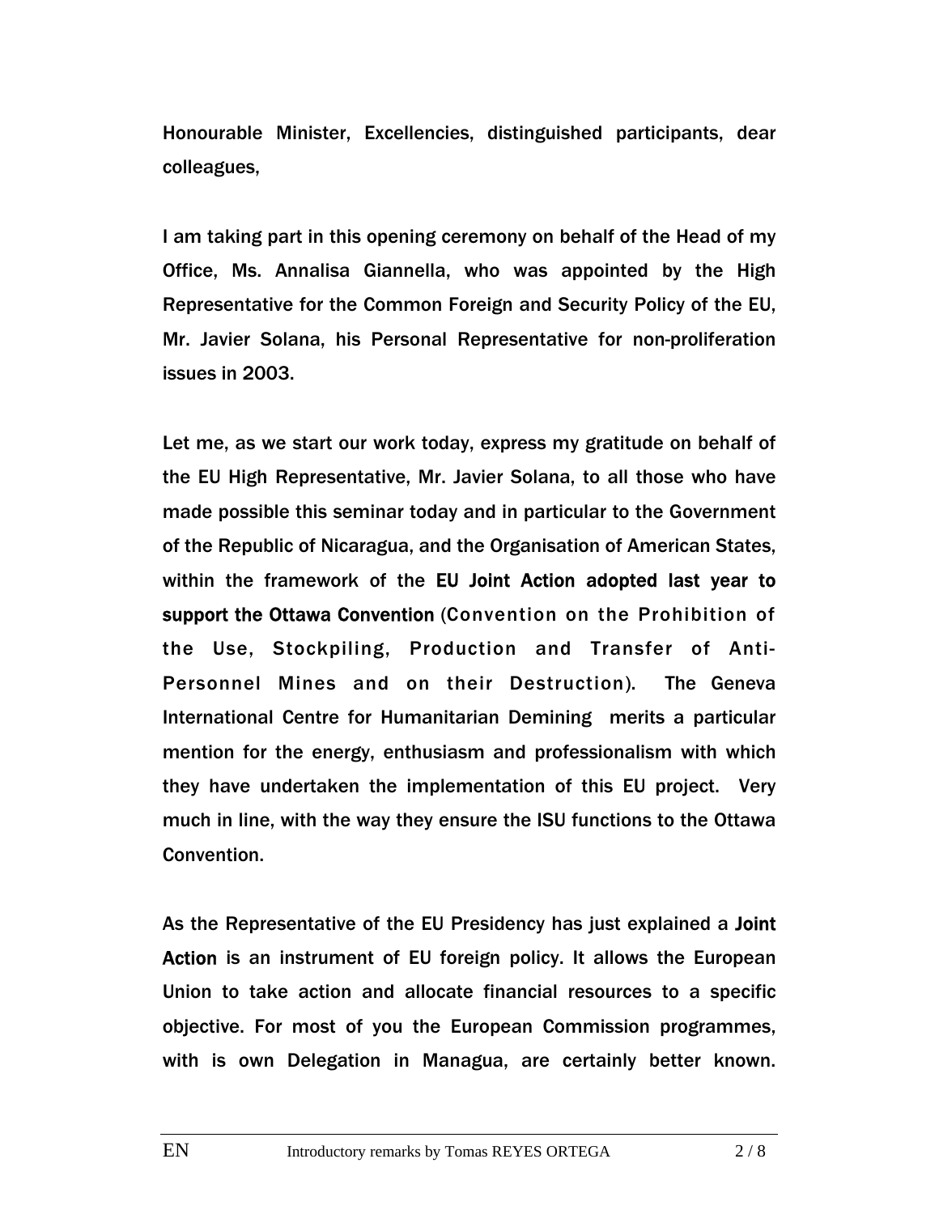Honourable Minister, Excellencies, distinguished participants, dear colleagues,

I am taking part in this opening ceremony on behalf of the Head of my Office, Ms. Annalisa Giannella, who was appointed by the High Representative for the Common Foreign and Security Policy of the EU, Mr. Javier Solana, his Personal Representative for non-proliferation issues in 2003.

Let me, as we start our work today, express my gratitude on behalf of the EU High Representative, Mr. Javier Solana, to all those who have made possible this seminar today and in particular to the Government of the Republic of Nicaragua, and the Organisation of American States, within the framework of the **EU Joint Action adopted last year to support the Ottawa Convention** (Convention on the Prohibition of the Use, Stockpiling, Production and Transfer of Anti-Personnel Mines and on their Destruction). The Geneva International Centre for Humanitarian Demining merits a particular mention for the energy, enthusiasm and professionalism with which they have undertaken the implementation of this EU project. Very much in line, with the way they ensure the ISU functions to the Ottawa Convention.

As the Representative of the EU Presidency has just explained a **Joint Action** is an instrument of EU foreign policy. It allows the European Union to take action and allocate financial resources to a specific objective. For most of you the European Commission programmes, with is own Delegation in Managua, are certainly better known.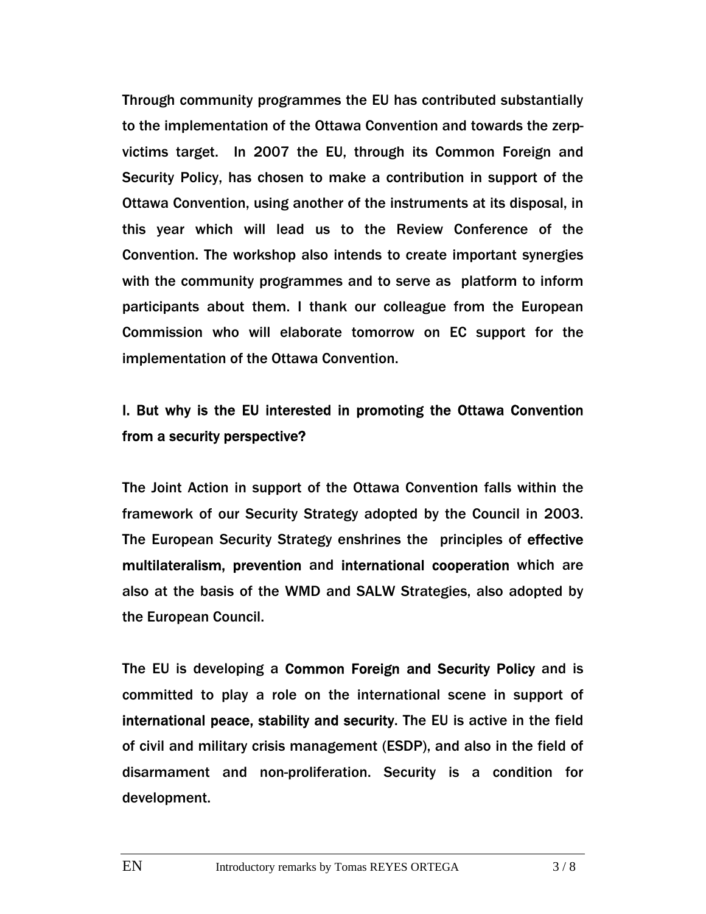Through community programmes the EU has contributed substantially to the implementation of the Ottawa Convention and towards the zerp-victims target. In 2007 the EU, through its Common Foreign and Security Policy, has chosen to make a contribution in support of the Ottawa Convention, using another of the instruments at its disposal, in this year which will lead us to the Review Conference of the Convention. The workshop also intends to create important synergies with the community programmes and to serve as platform to inform participants about them. I thank our colleague from the European Commission who will elaborate tomorrow on EC support for the implementation of the Ottawa Convention.

## I. But why is the EU interested in promoting the Ottawa Convention from a security perspective?

The Joint Action in support of the Ottawa Convention falls within the framework of our Security Strategy adopted by the Council in 2003. The European Security Strategy enshrines the principles of **effective multilateralism, prevention** and **international cooperation** which are also at the basis of the WMD and SALW Strategies, also adopted by the European Council.

The EU is developing a **Common Foreign and Security Policy** and is committed to play a role on the international scene in support of **international peace, stability and security**. The EU is active in the field of civil and military crisis management (ESDP), and also in the field of disarmament and non-proliferation. Security is a condition for development.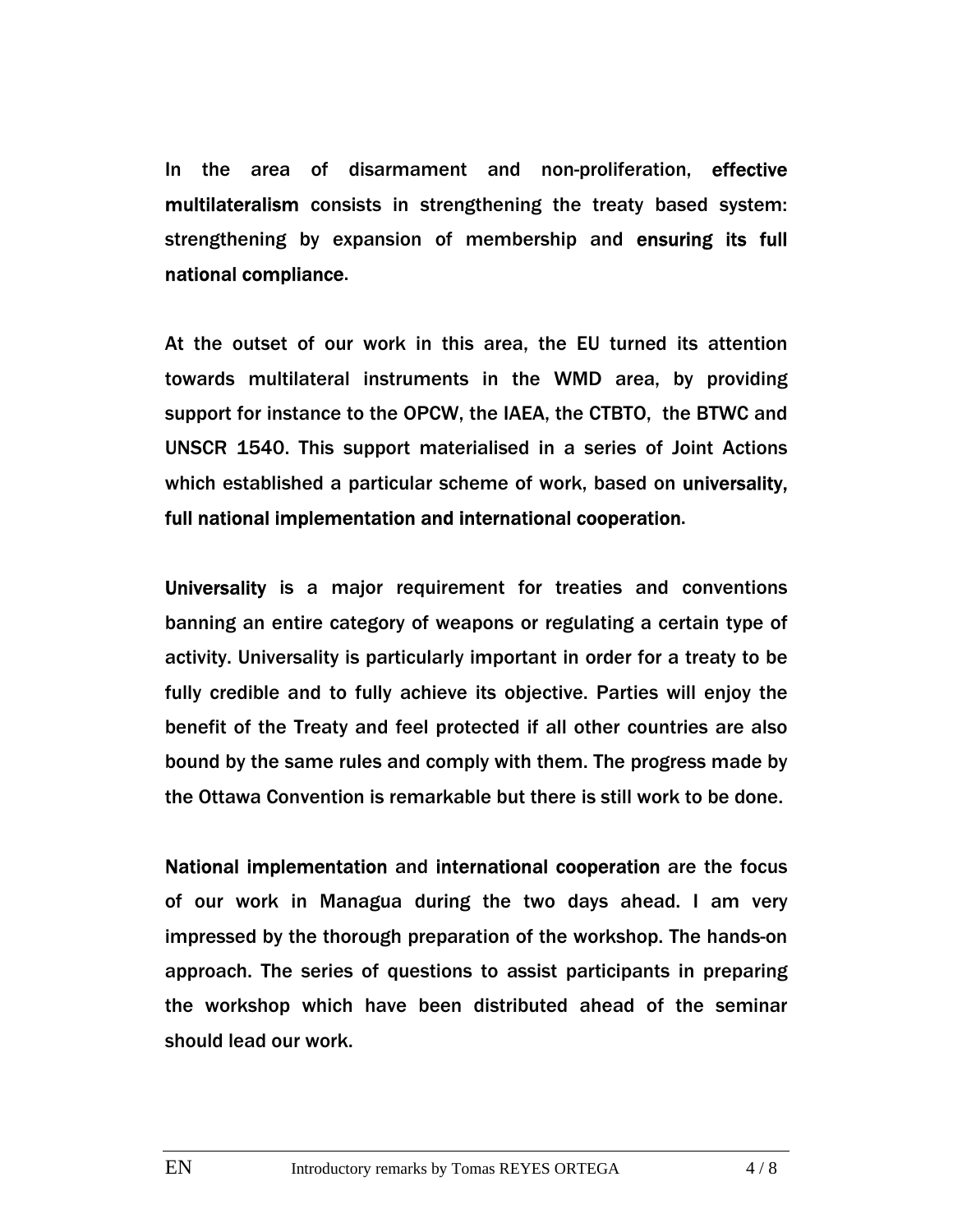In the area of disarmament and non-proliferation, **effective multilateralism** consists in strengthening the treaty based system: strengthening by expansion of membership and **ensuring its full national compliance**.

At the outset of our work in this area, the EU turned its attention towards multilateral instruments in the WMD area, by providing support for instance to the OPCW, the IAEA, the CTBTO, the BTWC and UNSCR 1540. This support materialised in a series of Joint Actions which established a particular scheme of work, based on **universality, full national implementation and international cooperation**.

**Universality** is a major requirement for treaties and conventions banning an entire category of weapons or regulating a certain type of activity. Universality is particularly important in order for a treaty to be fully credible and to fully achieve its objective. Parties will enjoy the benefit of the Treaty and feel protected if all other countries are also bound by the same rules and comply with them. The progress made by the Ottawa Convention is remarkable but there is still work to be done.

**National implementation** and **international cooperation** are the focus of our work in Managua during the two days ahead. I am very impressed by the thorough preparation of the workshop. The hands-on approach. The series of questions to assist participants in preparing the workshop which have been distributed ahead of the seminar should lead our work.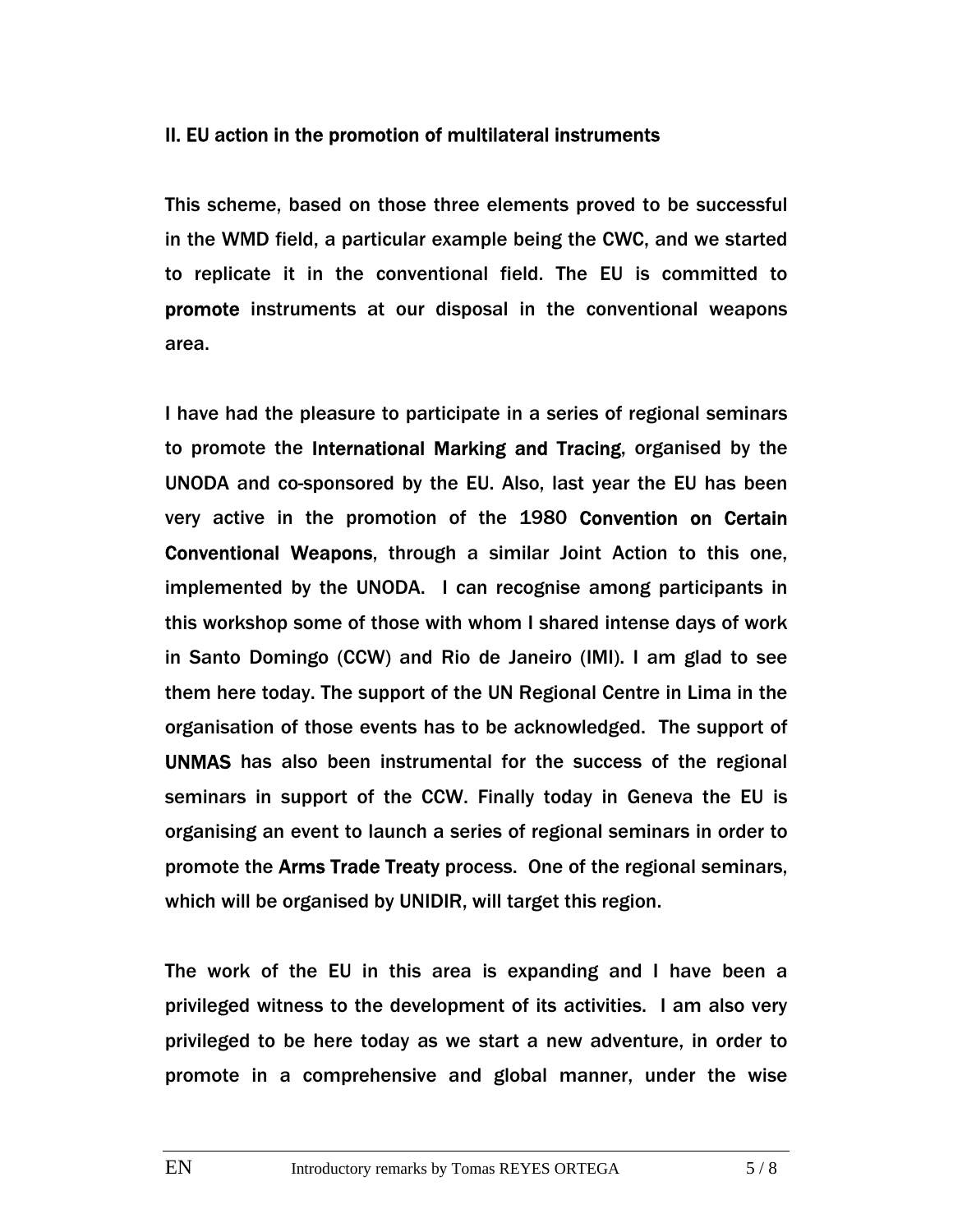## II. EU action in the promotion of multilateral instruments

This scheme, based on those three elements proved to be successful in the WMD field, a particular example being the CWC, and we started to replicate it in the conventional field. The EU is committed to **promote** instruments at our disposal in the conventional weapons area.

I have had the pleasure to participate in a series of regional seminars to promote the **International Marking and Tracing**, organised by the UNODA and co-sponsored by the EU. Also, last year the EU has been very active in the promotion of the 1980 **Convention on Certain Conventional Weapons**, through a similar Joint Action to this one, implemented by the UNODA. I can recognise among participants in this workshop some of those with whom I shared intense days of work in Santo Domingo (CCW) and Rio de Janeiro (IMI). I am glad to see them here today. The support of the UN Regional Centre in Lima in the organisation of those events has to be acknowledged. The support of **UNMAS** has also been instrumental for the success of the regional seminars in support of the CCW. Finally today in Geneva the EU is organising an event to launch a series of regional seminars in order to promote the **Arms Trade Treaty** process. One of the regional seminars, which will be organised by UNIDIR, will target this region.

The work of the EU in this area is expanding and I have been a privileged witness to the development of its activities. I am also very privileged to be here today as we start a new adventure, in order to promote in a comprehensive and global manner, under the wise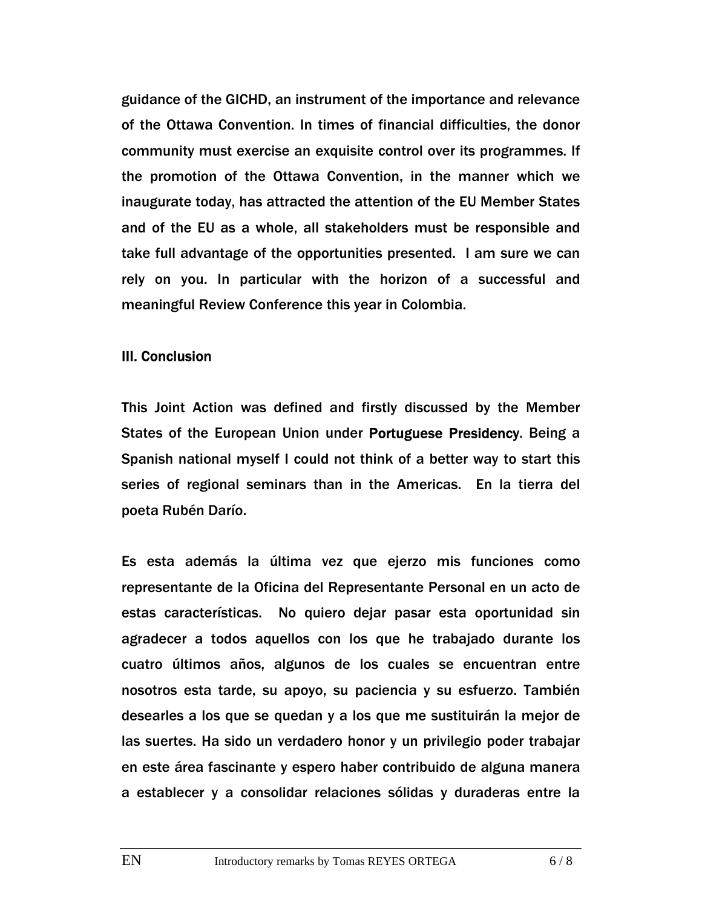guidance of the GICHD, an instrument of the importance and relevance of the Ottawa Convention. In times of financial difficulties, the donor community must exercise an exquisite control over its programmes. If the promotion of the Ottawa Convention, in the manner which we inaugurate today, has attracted the attention of the EU Member States and of the EU as a whole, all stakeholders must be responsible and take full advantage of the opportunities presented. I am sure we can rely on you. In particular with the horizon of a successful and meaningful Review Conference this year in Colombia.

## III. Conclusion

This Joint Action was defined and firstly discussed by the Member States of the European Union under **Portuguese Presidency**. Being a Spanish national myself I could not think of a better way to start this series of regional seminars than in the Americas. En la tierra del poeta Rubén Darío.

Es esta además la última vez que ejerzo mis funciones como representante de la Oficina del Representante Personal en un acto de estas características. No quiero dejar pasar esta oportunidad sin agradecer a todos aquellos con los que he trabajado durante los cuatro últimos años, algunos de los cuales se encuentran entre nosotros esta tarde, su apoyo, su paciencia y su esfuerzo. También desearles a los que se quedan y a los que me sustituirán la mejor de las suertes. Ha sido un verdadero honor y un privilegio poder trabajar en este área fascinante y espero haber contribuido de alguna manera a establecer y a consolidar relaciones sólidas y duraderas entre la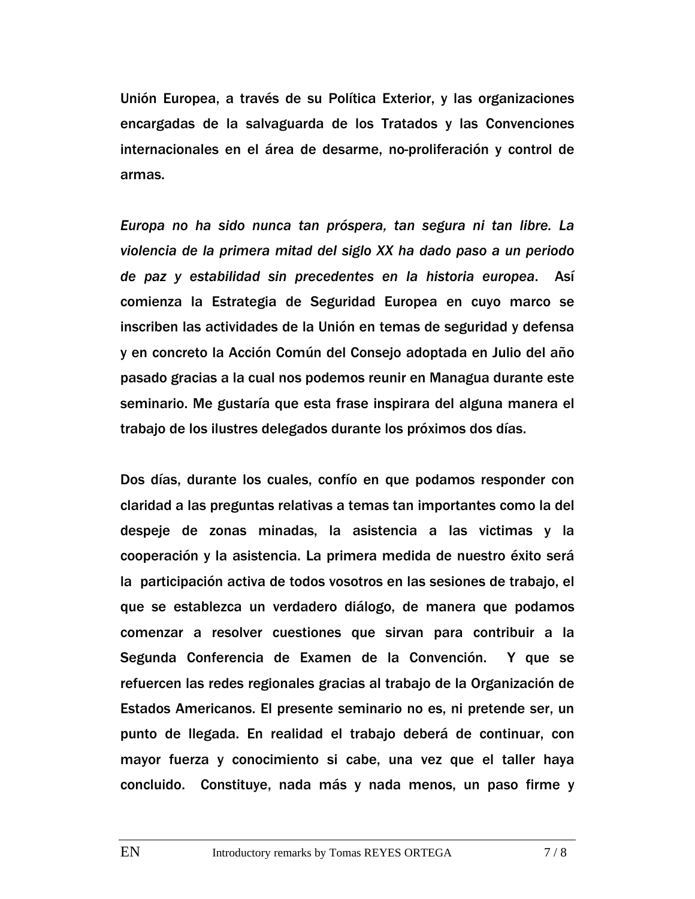**Unión Europea, a través de su Política Exterior, y las organizaciones encargadas de la salvaguarda de los Tratados y las Convenciones internacionales en el área de desarme, no-proliferación y control de armas.**

***Europa no ha sido nunca tan próspera, tan segura ni tan libre. La violencia de la primera mitad del siglo XX ha dado paso a un periodo de paz y estabilidad sin precedentes en la historia europea*. Así comienza la Estrategia de Seguridad Europea en cuyo marco se inscriben las actividades de la Unión en temas de seguridad y defensa y en concreto la Acción Común del Consejo adoptada en Julio del año pasado gracias a la cual nos podemos reunir en Managua durante este seminario. Me gustaría que esta frase inspirara del alguna manera el trabajo de los ilustres delegados durante los próximos dos días.**

**Dos días, durante los cuales, confío en que podamos responder con claridad a las preguntas relativas a temas tan importantes como la del despeje de zonas minadas, la asistencia a las victimas y la cooperación y la asistencia. La primera medida de nuestro éxito será la participación activa de todos vosotros en las sesiones de trabajo, el que se establezca un verdadero diálogo, de manera que podamos comenzar a resolver cuestiones que sirvan para contribuir a la Segunda Conferencia de Examen de la Convención. Y que se refuercen las redes regionales gracias al trabajo de la Organización de Estados Americanos. El presente seminario no es, ni pretende ser, un punto de llegada. En realidad el trabajo deberá de continuar, con mayor fuerza y conocimiento si cabe, una vez que el taller haya concluido. Constituye, nada más y nada menos, un paso firme y**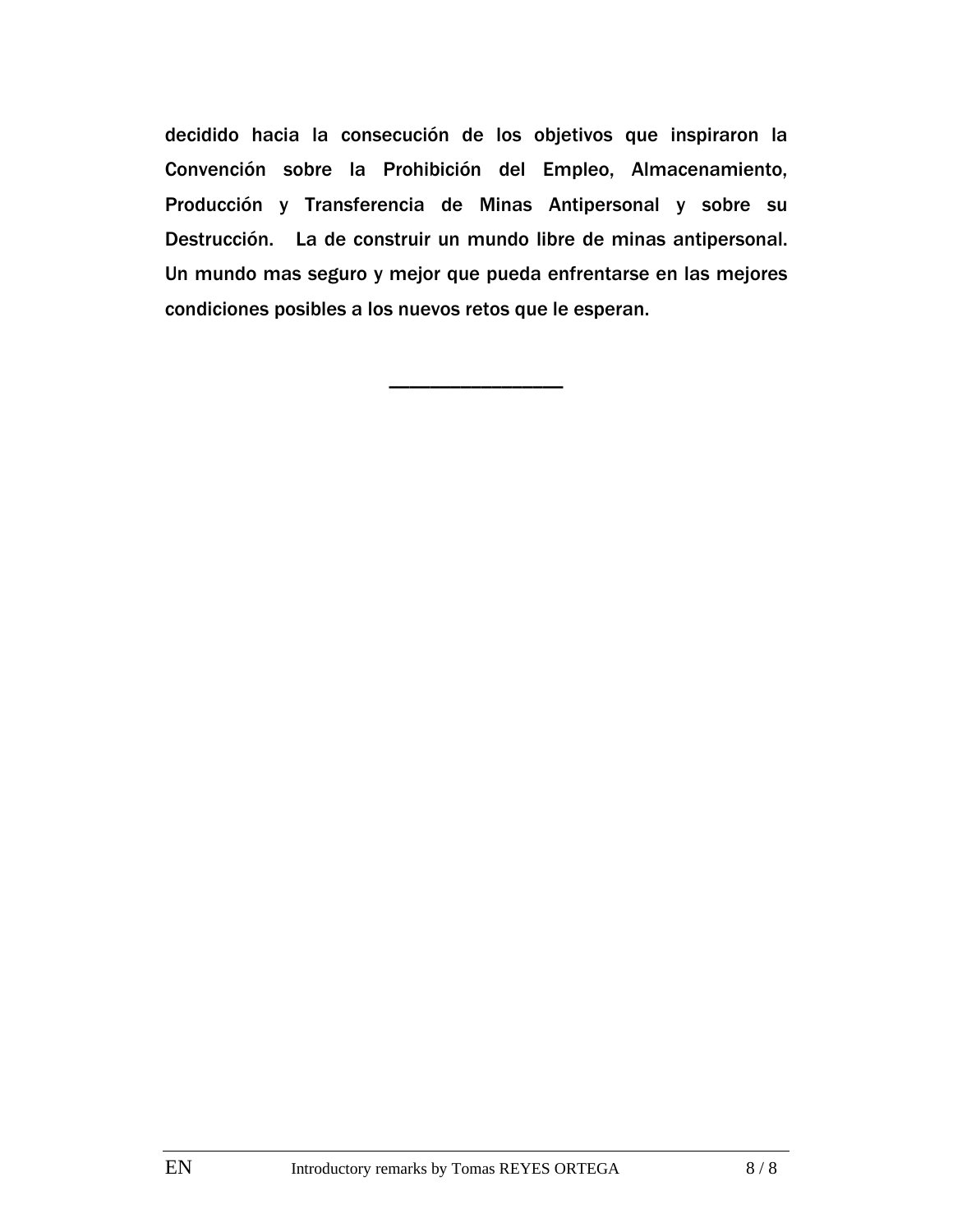decidido hacia la consecución de los objetivos que inspiraron la Convención sobre la Prohibición del Empleo, Almacenamiento, Producción y Transferencia de Minas Antipersonal y sobre su Destrucción. La de construir un mundo libre de minas antipersonal. Un mundo mas seguro y mejor que pueda enfrentarse en las mejores condiciones posibles a los nuevos retos que le esperan.

\_\_\_\_\_\_\_\_\_\_\_\_\_\_\_\_